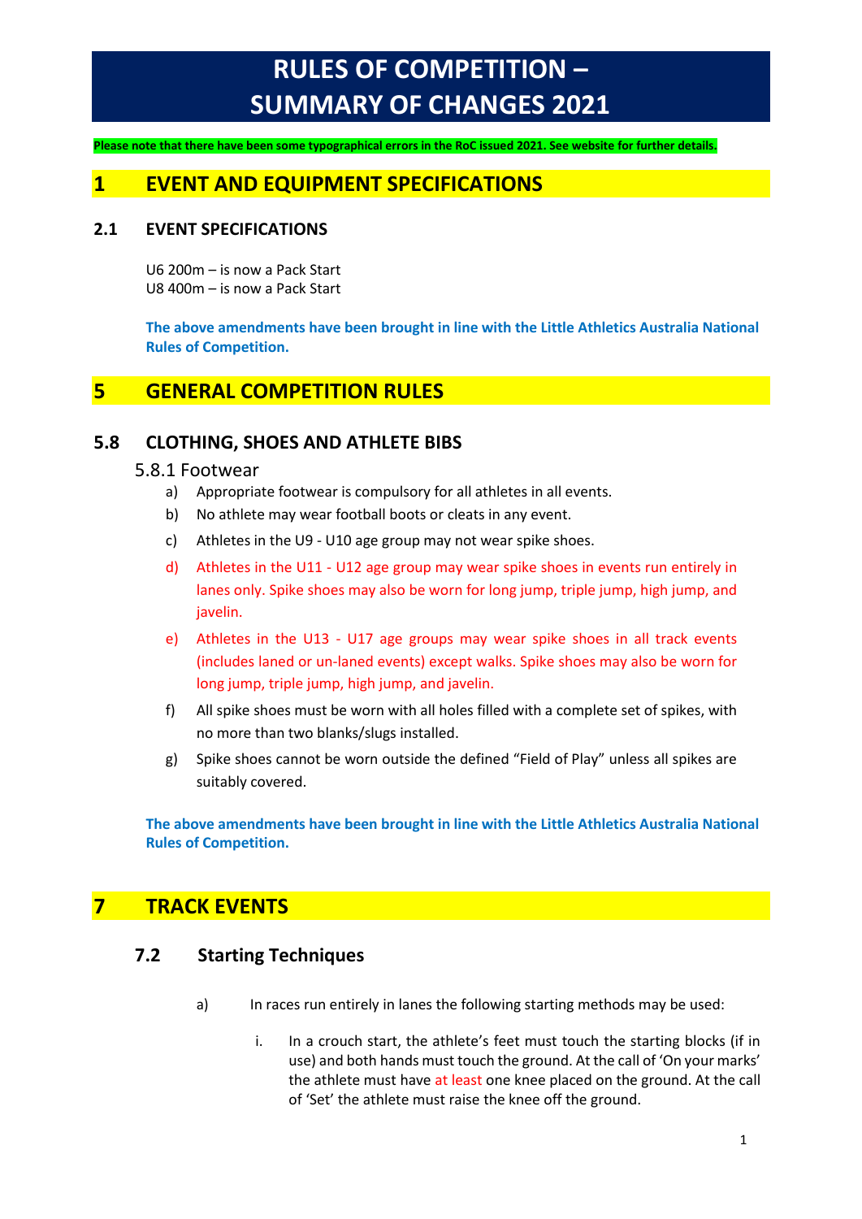# RULES OF COMPETITION – SUMMARY OF CHANGES 2021

**Please note that there have been some typographical errors in the RoC issued 2021. See website for further details.**

## 1 EVENT AND EQUIPMENT SPECIFICATIONS

### 2.1 EVENT SPECIFICATIONS

U6 200m – is now a Pack Start
U8 400m – is now a Pack Start

**The above amendments have been brought in line with the Little Athletics Australia National Rules of Competition.**

## 5 GENERAL COMPETITION RULES

### 5.8 CLOTHING, SHOES AND ATHLETE BIBS

#### 5.8.1 Footwear

a) Appropriate footwear is compulsory for all athletes in all events.

b) No athlete may wear football boots or cleats in any event.

c) Athletes in the U9 - U10 age group may not wear spike shoes.

d) Athletes in the U11 - U12 age group may wear spike shoes in events run entirely in lanes only. Spike shoes may also be worn for long jump, triple jump, high jump, and javelin.

e) Athletes in the U13 - U17 age groups may wear spike shoes in all track events (includes laned or un-laned events) except walks. Spike shoes may also be worn for long jump, triple jump, high jump, and javelin.

f) All spike shoes must be worn with all holes filled with a complete set of spikes, with no more than two blanks/slugs installed.

g) Spike shoes cannot be worn outside the defined "Field of Play" unless all spikes are suitably covered.

**The above amendments have been brought in line with the Little Athletics Australia National Rules of Competition.**

## 7 TRACK EVENTS

### 7.2 Starting Techniques

a) In races run entirely in lanes the following starting methods may be used:

i. In a crouch start, the athlete's feet must touch the starting blocks (if in use) and both hands must touch the ground. At the call of 'On your marks' the athlete must have at least one knee placed on the ground. At the call of 'Set' the athlete must raise the knee off the ground.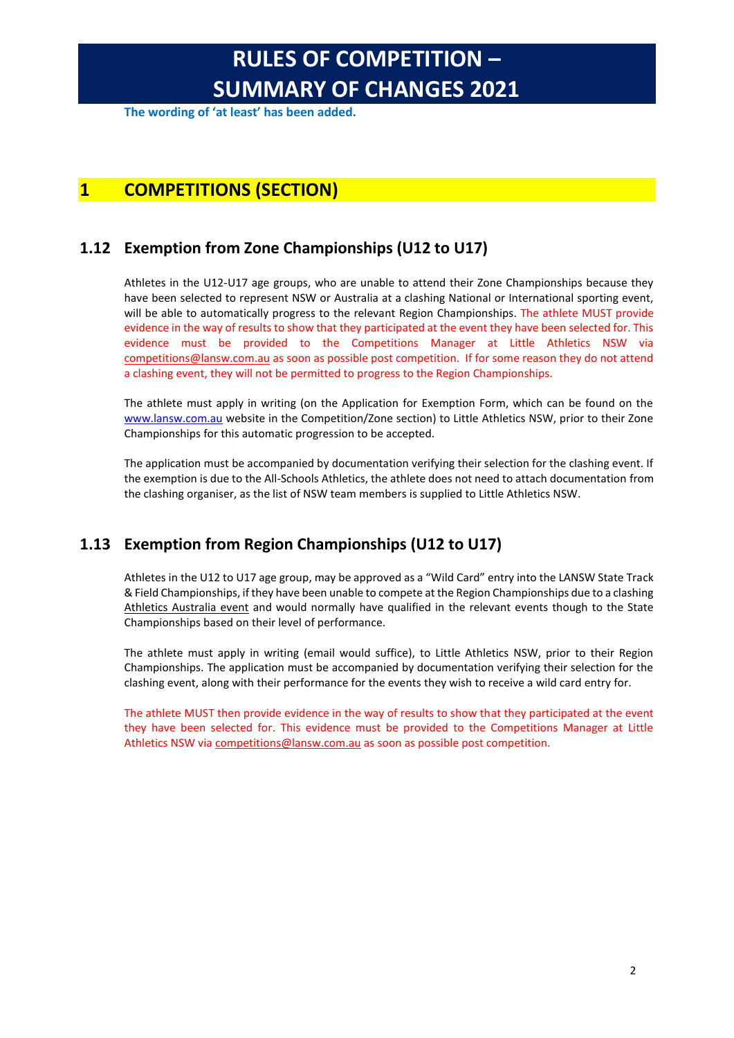# RULES OF COMPETITION – SUMMARY OF CHANGES 2021

**The wording of 'at least' has been added.**

## 1 COMPETITIONS (SECTION)

### 1.12 Exemption from Zone Championships (U12 to U17)

Athletes in the U12-U17 age groups, who are unable to attend their Zone Championships because they have been selected to represent NSW or Australia at a clashing National or International sporting event, will be able to automatically progress to the relevant Region Championships. The athlete MUST provide evidence in the way of results to show that they participated at the event they have been selected for. This evidence must be provided to the Competitions Manager at Little Athletics NSW via competitions@lansw.com.au as soon as possible post competition. If for some reason they do not attend a clashing event, they will not be permitted to progress to the Region Championships.

The athlete must apply in writing (on the Application for Exemption Form, which can be found on the www.lansw.com.au website in the Competition/Zone section) to Little Athletics NSW, prior to their Zone Championships for this automatic progression to be accepted.

The application must be accompanied by documentation verifying their selection for the clashing event. If the exemption is due to the All-Schools Athletics, the athlete does not need to attach documentation from the clashing organiser, as the list of NSW team members is supplied to Little Athletics NSW.

### 1.13 Exemption from Region Championships (U12 to U17)

Athletes in the U12 to U17 age group, may be approved as a "Wild Card" entry into the LANSW State Track & Field Championships, if they have been unable to compete at the Region Championships due to a clashing Athletics Australia event and would normally have qualified in the relevant events though to the State Championships based on their level of performance.

The athlete must apply in writing (email would suffice), to Little Athletics NSW, prior to their Region Championships. The application must be accompanied by documentation verifying their selection for the clashing event, along with their performance for the events they wish to receive a wild card entry for.

The athlete MUST then provide evidence in the way of results to show that they participated at the event they have been selected for. This evidence must be provided to the Competitions Manager at Little Athletics NSW via competitions@lansw.com.au as soon as possible post competition.